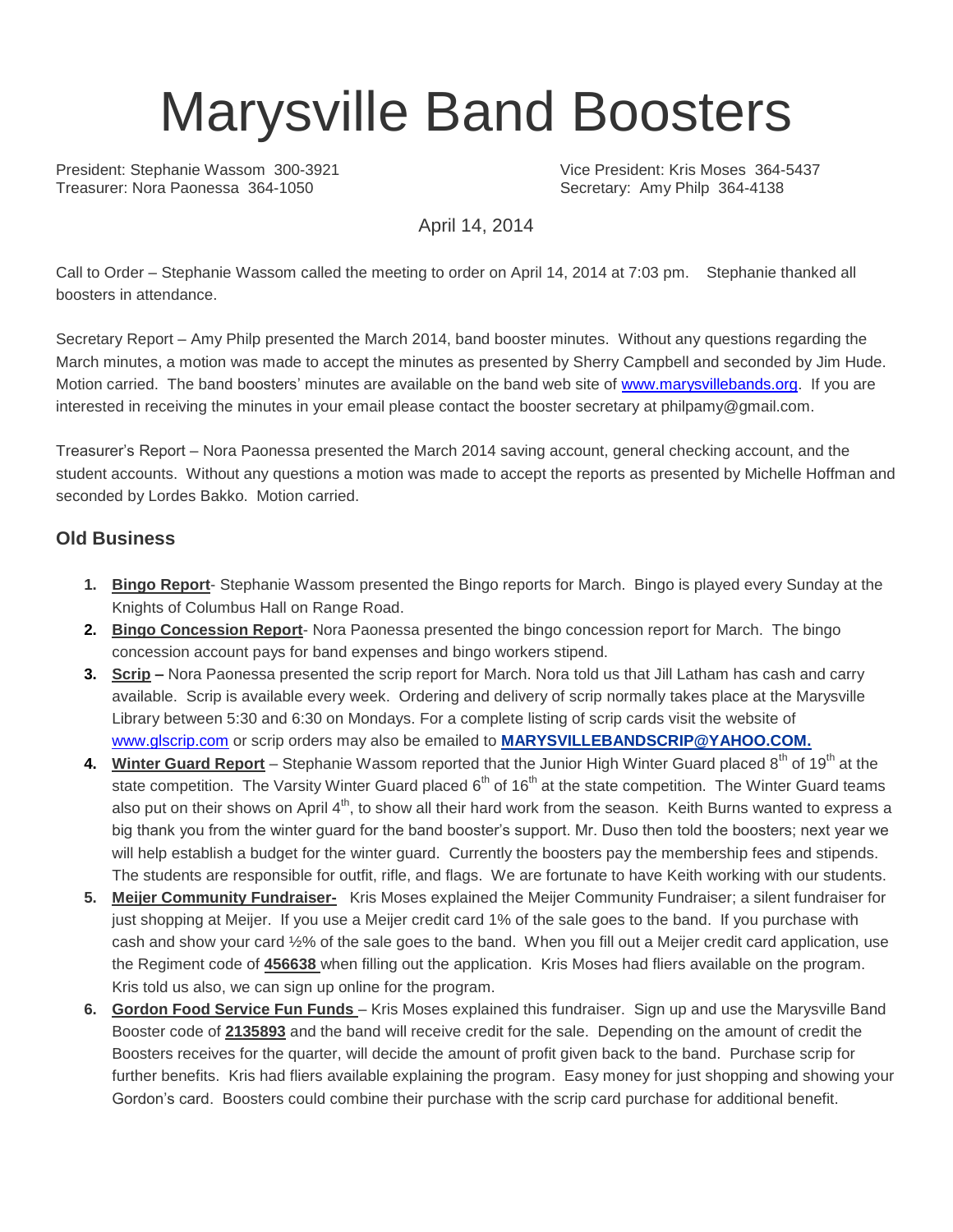# Marysville Band Boosters

President: Stephanie Wassom 300-3921
Vice President: Kris Moses 364-5437
Treasurer: Nora Paonessa 364-1050
Secretary: Amy Philp 364-4138

April 14, 2014

Call to Order – Stephanie Wassom called the meeting to order on April 14, 2014 at 7:03 pm. Stephanie thanked all boosters in attendance.

Secretary Report – Amy Philp presented the March 2014, band booster minutes. Without any questions regarding the March minutes, a motion was made to accept the minutes as presented by Sherry Campbell and seconded by Jim Hude. Motion carried. The band boosters' minutes are available on the band web site of [www.marysvillebands.org](http://www.marysvillebands.org). If you are interested in receiving the minutes in your email please contact the booster secretary at philpamy@gmail.com.

Treasurer's Report – Nora Paonessa presented the March 2014 saving account, general checking account, and the student accounts. Without any questions a motion was made to accept the reports as presented by Michelle Hoffman and seconded by Lordes Bakko. Motion carried.

### Old Business

1. **Bingo Report**- Stephanie Wassom presented the Bingo reports for March. Bingo is played every Sunday at the Knights of Columbus Hall on Range Road.
2. **Bingo Concession Report**- Nora Paonessa presented the bingo concession report for March. The bingo concession account pays for band expenses and bingo workers stipend.
3. **Scrip –** Nora Paonessa presented the scrip report for March. Nora told us that Jill Latham has cash and carry available. Scrip is available every week. Ordering and delivery of scrip normally takes place at the Marysville Library between 5:30 and 6:30 on Mondays. For a complete listing of scrip cards visit the website of [www.glscrip.com](http://www.glscrip.com) or scrip orders may also be emailed to **MARYSVILLEBANDSCRIP@YAHOO.COM.**
4. **Winter Guard Report** – Stephanie Wassom reported that the Junior High Winter Guard placed 8th of 19th at the state competition. The Varsity Winter Guard placed 6th of 16th at the state competition. The Winter Guard teams also put on their shows on April 4th, to show all their hard work from the season. Keith Burns wanted to express a big thank you from the winter guard for the band booster's support. Mr. Duso then told the boosters; next year we will help establish a budget for the winter guard. Currently the boosters pay the membership fees and stipends. The students are responsible for outfit, rifle, and flags. We are fortunate to have Keith working with our students.
5. **Meijer Community Fundraiser-** Kris Moses explained the Meijer Community Fundraiser; a silent fundraiser for just shopping at Meijer. If you use a Meijer credit card 1% of the sale goes to the band. If you purchase with cash and show your card ½% of the sale goes to the band. When you fill out a Meijer credit card application, use the Regiment code of **456638** when filling out the application. Kris Moses had fliers available on the program. Kris told us also, we can sign up online for the program.
6. **Gordon Food Service Fun Funds** – Kris Moses explained this fundraiser. Sign up and use the Marysville Band Booster code of **2135893** and the band will receive credit for the sale. Depending on the amount of credit the Boosters receives for the quarter, will decide the amount of profit given back to the band. Purchase scrip for further benefits. Kris had fliers available explaining the program. Easy money for just shopping and showing your Gordon's card. Boosters could combine their purchase with the scrip card purchase for additional benefit.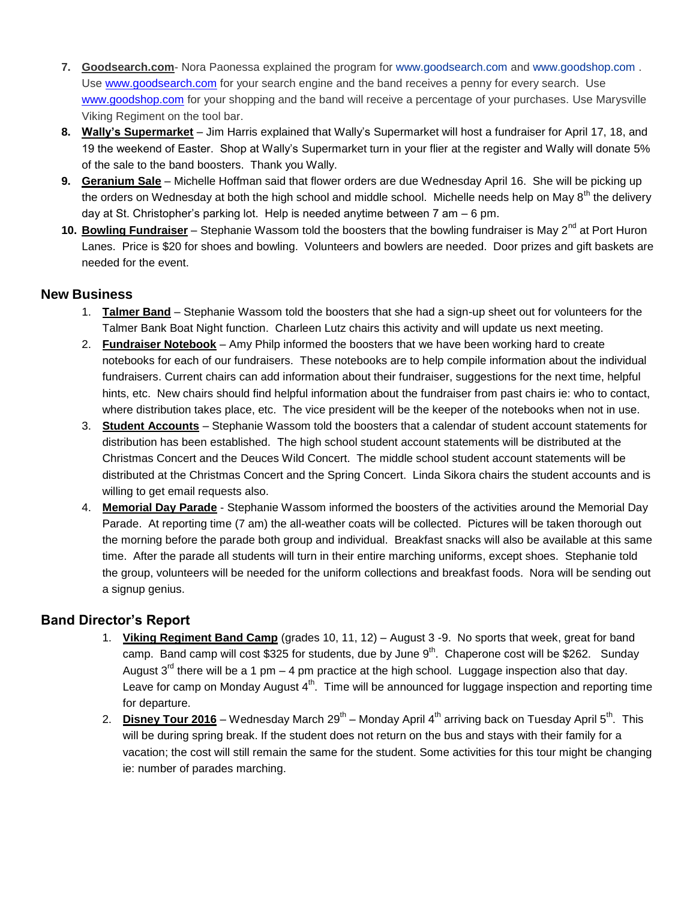7. **Goodsearch.com**- Nora Paonessa explained the program for www.goodsearch.com and www.goodshop.com . Use www.goodsearch.com for your search engine and the band receives a penny for every search. Use www.goodshop.com for your shopping and the band will receive a percentage of your purchases. Use Marysville Viking Regiment on the tool bar.
8. **Wally's Supermarket** – Jim Harris explained that Wally's Supermarket will host a fundraiser for April 17, 18, and 19 the weekend of Easter. Shop at Wally's Supermarket turn in your flier at the register and Wally will donate 5% of the sale to the band boosters. Thank you Wally.
9. **Geranium Sale** – Michelle Hoffman said that flower orders are due Wednesday April 16. She will be picking up the orders on Wednesday at both the high school and middle school. Michelle needs help on May 8th the delivery day at St. Christopher's parking lot. Help is needed anytime between 7 am – 6 pm.
10. **Bowling Fundraiser** – Stephanie Wassom told the boosters that the bowling fundraiser is May 2nd at Port Huron Lanes. Price is $20 for shoes and bowling. Volunteers and bowlers are needed. Door prizes and gift baskets are needed for the event.

## New Business

1. **Talmer Band** – Stephanie Wassom told the boosters that she had a sign-up sheet out for volunteers for the Talmer Bank Boat Night function. Charleen Lutz chairs this activity and will update us next meeting.
2. **Fundraiser Notebook** – Amy Philp informed the boosters that we have been working hard to create notebooks for each of our fundraisers. These notebooks are to help compile information about the individual fundraisers. Current chairs can add information about their fundraiser, suggestions for the next time, helpful hints, etc. New chairs should find helpful information about the fundraiser from past chairs ie: who to contact, where distribution takes place, etc. The vice president will be the keeper of the notebooks when not in use.
3. **Student Accounts** – Stephanie Wassom told the boosters that a calendar of student account statements for distribution has been established. The high school student account statements will be distributed at the Christmas Concert and the Deuces Wild Concert. The middle school student account statements will be distributed at the Christmas Concert and the Spring Concert. Linda Sikora chairs the student accounts and is willing to get email requests also.
4. **Memorial Day Parade** - Stephanie Wassom informed the boosters of the activities around the Memorial Day Parade. At reporting time (7 am) the all-weather coats will be collected. Pictures will be taken thorough out the morning before the parade both group and individual. Breakfast snacks will also be available at this same time. After the parade all students will turn in their entire marching uniforms, except shoes. Stephanie told the group, volunteers will be needed for the uniform collections and breakfast foods. Nora will be sending out a signup genius.

## Band Director's Report

1. **Viking Regiment Band Camp** (grades 10, 11, 12) – August 3 -9. No sports that week, great for band camp. Band camp will cost $325 for students, due by June 9th. Chaperone cost will be $262. Sunday August 3rd there will be a 1 pm – 4 pm practice at the high school. Luggage inspection also that day. Leave for camp on Monday August 4th. Time will be announced for luggage inspection and reporting time for departure.
2. **Disney Tour 2016** – Wednesday March 29th – Monday April 4th arriving back on Tuesday April 5th. This will be during spring break. If the student does not return on the bus and stays with their family for a vacation; the cost will still remain the same for the student. Some activities for this tour might be changing ie: number of parades marching.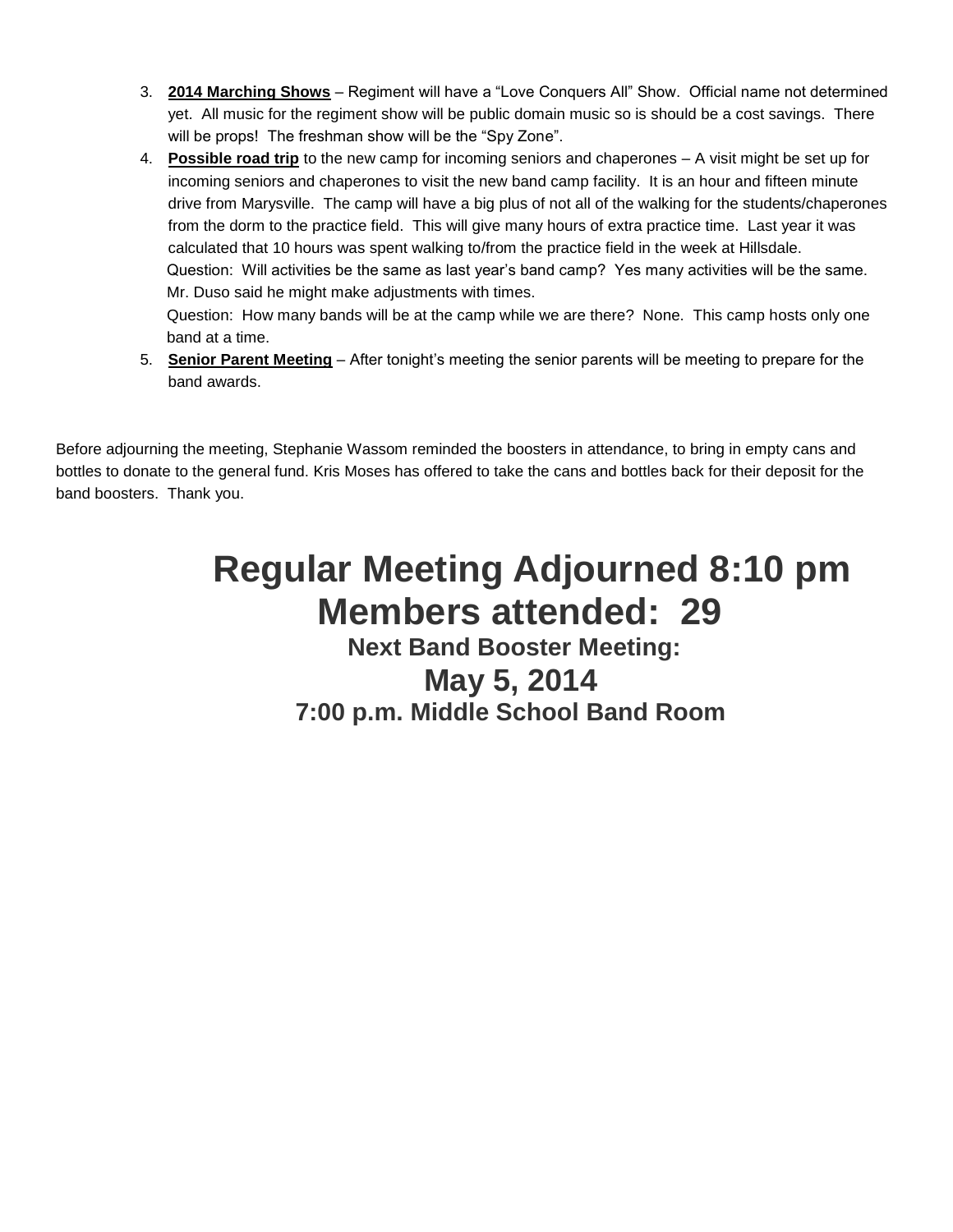3. **2014 Marching Shows** – Regiment will have a "Love Conquers All" Show. Official name not determined yet. All music for the regiment show will be public domain music so is should be a cost savings. There will be props! The freshman show will be the "Spy Zone".
4. **Possible road trip** to the new camp for incoming seniors and chaperones – A visit might be set up for incoming seniors and chaperones to visit the new band camp facility. It is an hour and fifteen minute drive from Marysville. The camp will have a big plus of not all of the walking for the students/chaperones from the dorm to the practice field. This will give many hours of extra practice time. Last year it was calculated that 10 hours was spent walking to/from the practice field in the week at Hillsdale.

   Question: Will activities be the same as last year's band camp? Yes many activities will be the same. Mr. Duso said he might make adjustments with times.

   Question: How many bands will be at the camp while we are there? None. This camp hosts only one band at a time.
5. **Senior Parent Meeting** – After tonight's meeting the senior parents will be meeting to prepare for the band awards.

Before adjourning the meeting, Stephanie Wassom reminded the boosters in attendance, to bring in empty cans and bottles to donate to the general fund. Kris Moses has offered to take the cans and bottles back for their deposit for the band boosters. Thank you.

# Regular Meeting Adjourned 8:10 pm

# Members attended: 29

### Next Band Booster Meeting:

## May 5, 2014

### 7:00 p.m. Middle School Band Room